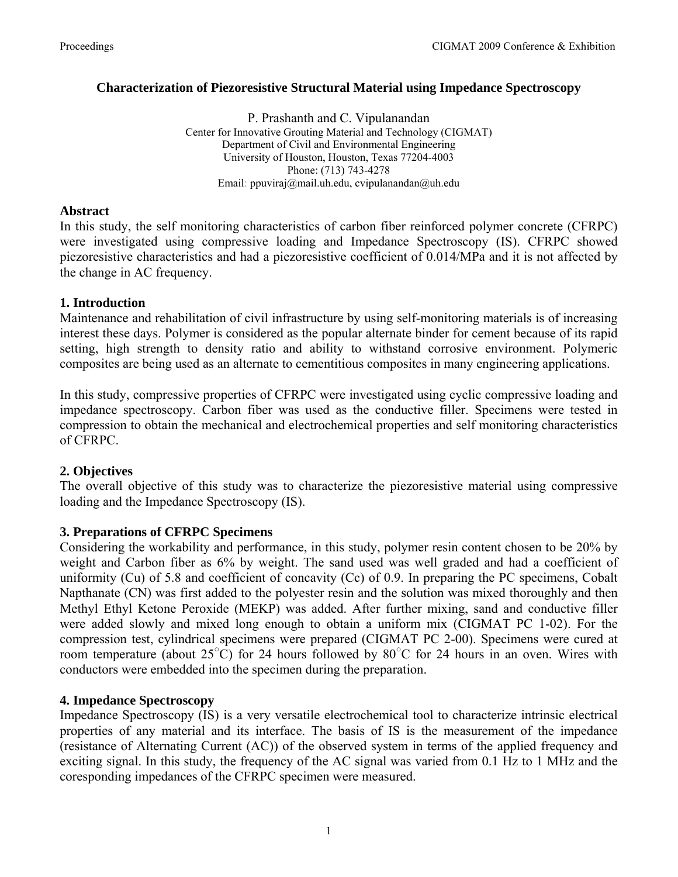# Characterization of Piezoresistive Structural Material using Impedance Spectroscopy

P. Prashanth and C. Vipulanandan

Center for Innovative Grouting Material and Technology (CIGMAT)
Department of Civil and Environmental Engineering
University of Houston, Houston, Texas 77204-4003
Phone: (713) 743-4278
Email: ppuviraj@mail.uh.edu, cvipulanandan@uh.edu

## Abstract

In this study, the self monitoring characteristics of carbon fiber reinforced polymer concrete (CFRPC) were investigated using compressive loading and Impedance Spectroscopy (IS). CFRPC showed piezoresistive characteristics and had a piezoresistive coefficient of 0.014/MPa and it is not affected by the change in AC frequency.

## 1. Introduction

Maintenance and rehabilitation of civil infrastructure by using self-monitoring materials is of increasing interest these days. Polymer is considered as the popular alternate binder for cement because of its rapid setting, high strength to density ratio and ability to withstand corrosive environment. Polymeric composites are being used as an alternate to cementitious composites in many engineering applications.

In this study, compressive properties of CFRPC were investigated using cyclic compressive loading and impedance spectroscopy. Carbon fiber was used as the conductive filler. Specimens were tested in compression to obtain the mechanical and electrochemical properties and self monitoring characteristics of CFRPC.

## 2. Objectives

The overall objective of this study was to characterize the piezoresistive material using compressive loading and the Impedance Spectroscopy (IS).

## 3. Preparations of CFRPC Specimens

Considering the workability and performance, in this study, polymer resin content chosen to be 20% by weight and Carbon fiber as 6% by weight. The sand used was well graded and had a coefficient of uniformity (Cu) of 5.8 and coefficient of concavity (Cc) of 0.9. In preparing the PC specimens, Cobalt Napthanate (CN) was first added to the polyester resin and the solution was mixed thoroughly and then Methyl Ethyl Ketone Peroxide (MEKP) was added. After further mixing, sand and conductive filler were added slowly and mixed long enough to obtain a uniform mix (CIGMAT PC 1-02). For the compression test, cylindrical specimens were prepared (CIGMAT PC 2-00). Specimens were cured at room temperature (about 25°C) for 24 hours followed by 80°C for 24 hours in an oven. Wires with conductors were embedded into the specimen during the preparation.

## 4. Impedance Spectroscopy

Impedance Spectroscopy (IS) is a very versatile electrochemical tool to characterize intrinsic electrical properties of any material and its interface. The basis of IS is the measurement of the impedance (resistance of Alternating Current (AC)) of the observed system in terms of the applied frequency and exciting signal. In this study, the frequency of the AC signal was varied from 0.1 Hz to 1 MHz and the coresponding impedances of the CFRPC specimen were measured.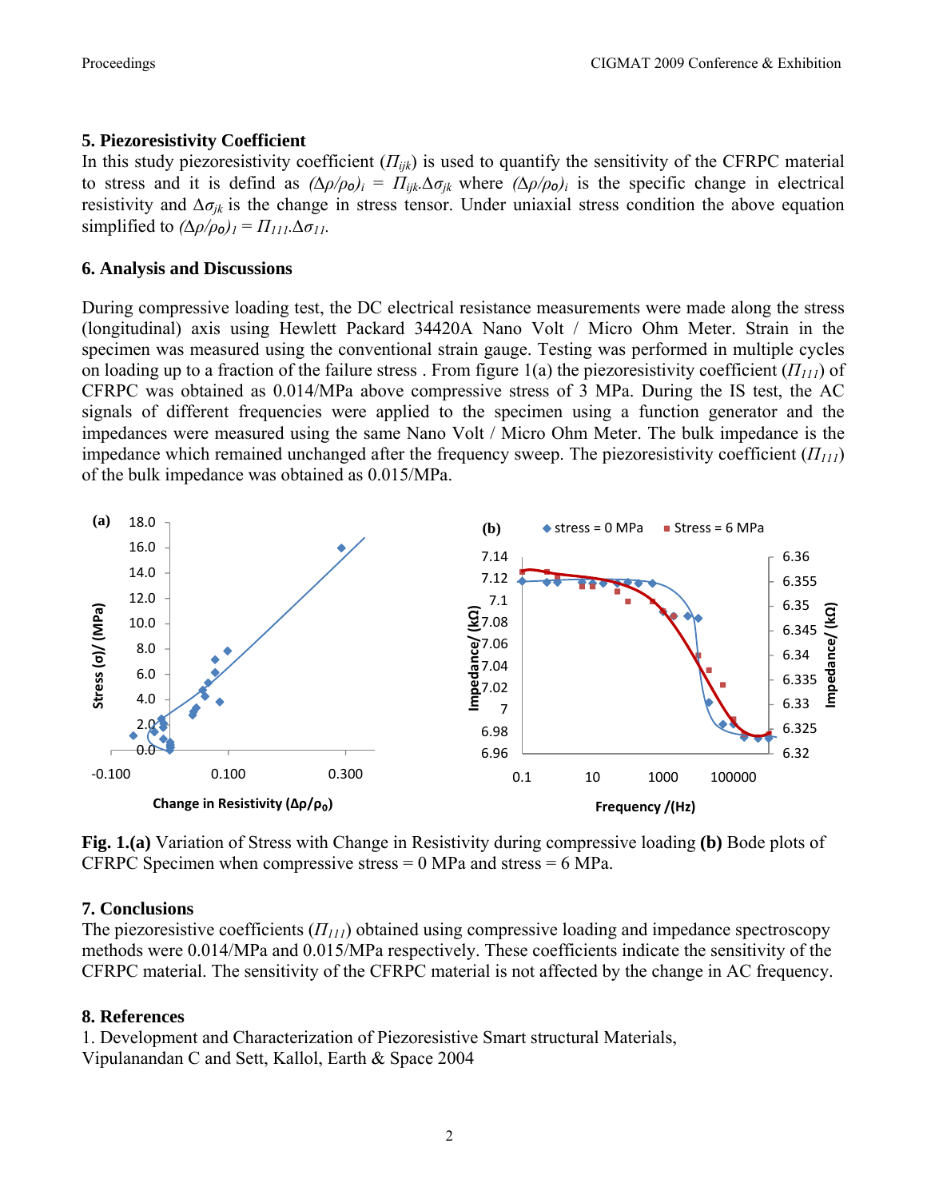## 5. Piezoresistivity Coefficient

In this study piezoresistivity coefficient ($\Pi_{ijk}$) is used to quantify the sensitivity of the CFRPC material to stress and it is defind as $(\Delta\rho/\rho_o)_i = \Pi_{ijk}.\Delta\sigma_{jk}$ where $(\Delta\rho/\rho_o)_i$ is the specific change in electrical resistivity and $\Delta\sigma_{jk}$ is the change in stress tensor. Under uniaxial stress condition the above equation simplified to $(\Delta\rho/\rho_o)_1 = \Pi_{111}.\Delta\sigma_{11}$.

## 6. Analysis and Discussions

During compressive loading test, the DC electrical resistance measurements were made along the stress (longitudinal) axis using Hewlett Packard 34420A Nano Volt / Micro Ohm Meter. Strain in the specimen was measured using the conventional strain gauge. Testing was performed in multiple cycles on loading up to a fraction of the failure stress . From figure 1(a) the piezoresistivity coefficient ($\Pi_{111}$) of CFRPC was obtained as 0.014/MPa above compressive stress of 3 MPa. During the IS test, the AC signals of different frequencies were applied to the specimen using a function generator and the impedances were measured using the same Nano Volt / Micro Ohm Meter. The bulk impedance is the impedance which remained unchanged after the frequency sweep. The piezoresistivity coefficient ($\Pi_{111}$) of the bulk impedance was obtained as 0.015/MPa.

(a)
Stress (σ)/ (MPa)
18.0
16.0
14.0
12.0
10.0
8.0
6.0
4.0
2.0
0.0
-0.100
0.100
0.300
Change in Resistivity (Δρ/ρ0)

(b)
stress = 0 MPa
Stress = 6 MPa
Impedance/ (kΩ)
7.14
7.12
7.1
7.08
7.06
7.04
7.02
7
6.98
6.96
Impedance/ (kΩ)
6.36
6.355
6.35
6.345
6.34
6.335
6.33
6.325
6.32
0.1
10
1000
100000
Frequency /(Hz)

**Fig. 1.(a)** Variation of Stress with Change in Resistivity during compressive loading **(b)** Bode plots of CFRPC Specimen when compressive stress = 0 MPa and stress = 6 MPa.

## 7. Conclusions

The piezoresistive coefficients ($\Pi_{111}$) obtained using compressive loading and impedance spectroscopy methods were 0.014/MPa and 0.015/MPa respectively. These coefficients indicate the sensitivity of the CFRPC material. The sensitivity of the CFRPC material is not affected by the change in AC frequency.

## 8. References

1. Development and Characterization of Piezoresistive Smart structural Materials, Vipulanandan C and Sett, Kallol, Earth & Space 2004